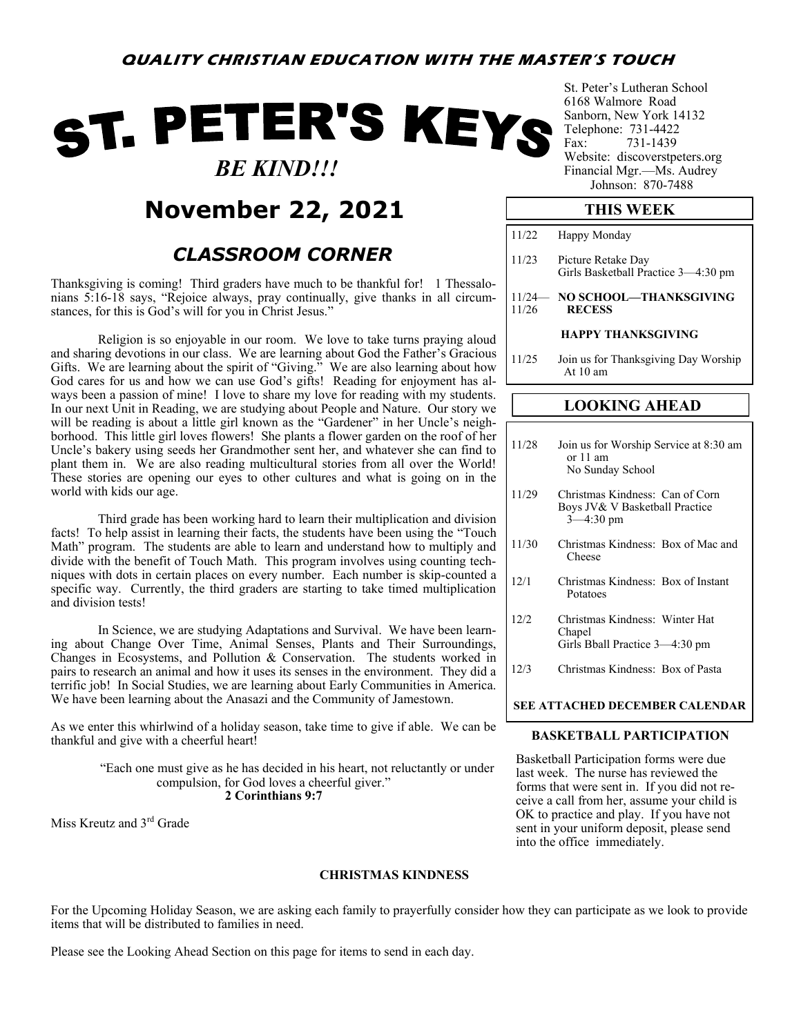**QUALITY CHRISTIAN EDUCATION WITH THE MASTER'S TOUCH**

# ST. PETER'S KEYS

*BE KIND!!!*

## November 22, 2021

St. Peter's Lutheran School
6168 Walmore Road
Sanborn, New York 14132
Telephone: 731-4422
Fax: 731-1439
Website: discoverstpeters.org
Financial Mgr.—Ms. Audrey Johnson: 870-7488

### *CLASSROOM CORNER*

Thanksgiving is coming! Third graders have much to be thankful for! 1 Thessalonians 5:16-18 says, "Rejoice always, pray continually, give thanks in all circumstances, for this is God's will for you in Christ Jesus."

Religion is so enjoyable in our room. We love to take turns praying aloud and sharing devotions in our class. We are learning about God the Father's Gracious Gifts. We are learning about the spirit of "Giving." We are also learning about how God cares for us and how we can use God's gifts! Reading for enjoyment has always been a passion of mine! I love to share my love for reading with my students. In our next Unit in Reading, we are studying about People and Nature. Our story we will be reading is about a little girl known as the "Gardener" in her Uncle's neighborhood. This little girl loves flowers! She plants a flower garden on the roof of her Uncle's bakery using seeds her Grandmother sent her, and whatever she can find to plant them in. We are also reading multicultural stories from all over the World! These stories are opening our eyes to other cultures and what is going on in the world with kids our age.

Third grade has been working hard to learn their multiplication and division facts! To help assist in learning their facts, the students have been using the "Touch Math" program. The students are able to learn and understand how to multiply and divide with the benefit of Touch Math. This program involves using counting techniques with dots in certain places on every number. Each number is skip-counted a specific way. Currently, the third graders are starting to take timed multiplication and division tests!

In Science, we are studying Adaptations and Survival. We have been learning about Change Over Time, Animal Senses, Plants and Their Surroundings, Changes in Ecosystems, and Pollution & Conservation. The students worked in pairs to research an animal and how it uses its senses in the environment. They did a terrific job! In Social Studies, we are learning about Early Communities in America. We have been learning about the Anasazi and the Community of Jamestown.

As we enter this whirlwind of a holiday season, take time to give if able. We can be thankful and give with a cheerful heart!

"Each one must give as he has decided in his heart, not reluctantly or under compulsion, for God loves a cheerful giver."
**2 Corinthians 9:7**

Miss Kreutz and 3rd Grade

### THIS WEEK

| | |
|---|---|
| 11/22 | Happy Monday |
| 11/23 | Picture Retake Day<br>Girls Basketball Practice 3—4:30 pm |
| 11/24—11/26 | **NO SCHOOL—THANKSGIVING RECESS** |
| | **HAPPY THANKSGIVING** |
| 11/25 | Join us for Thanksgiving Day Worship At 10 am |

### LOOKING AHEAD

| | |
|---|---|
| 11/28 | Join us for Worship Service at 8:30 am or 11 am<br>No Sunday School |
| 11/29 | Christmas Kindness: Can of Corn<br>Boys JV& V Basketball Practice 3—4:30 pm |
| 11/30 | Christmas Kindness: Box of Mac and Cheese |
| 12/1 | Christmas Kindness: Box of Instant Potatoes |
| 12/2 | Christmas Kindness: Winter Hat<br>Chapel<br>Girls Bball Practice 3—4:30 pm |
| 12/3 | Christmas Kindness: Box of Pasta |

**SEE ATTACHED DECEMBER CALENDAR**

### BASKETBALL PARTICIPATION

Basketball Participation forms were due last week. The nurse has reviewed the forms that were sent in. If you did not receive a call from her, assume your child is OK to practice and play. If you have not sent in your uniform deposit, please send into the office immediately.

### CHRISTMAS KINDNESS

For the Upcoming Holiday Season, we are asking each family to prayerfully consider how they can participate as we look to provide items that will be distributed to families in need.

Please see the Looking Ahead Section on this page for items to send in each day.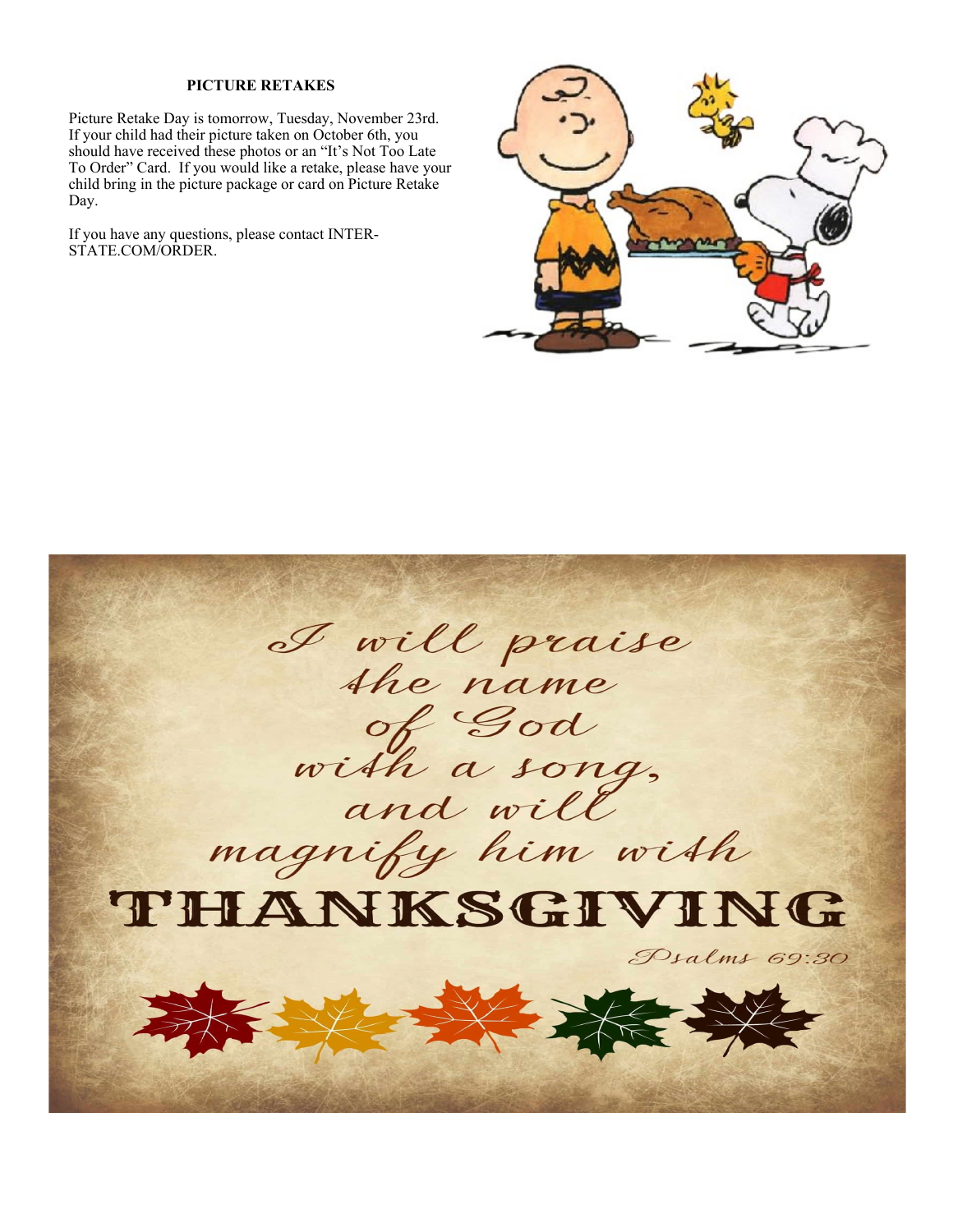## PICTURE RETAKES

Picture Retake Day is tomorrow, Tuesday, November 23rd. If your child had their picture taken on October 6th, you should have received these photos or an "It's Not Too Late To Order" Card. If you would like a retake, please have your child bring in the picture package or card on Picture Retake Day.

If you have any questions, please contact INTER-STATE.COM/ORDER.

I will praise the name of God with a song, and will magnify him with THANKSGIVING

Psalms 69:30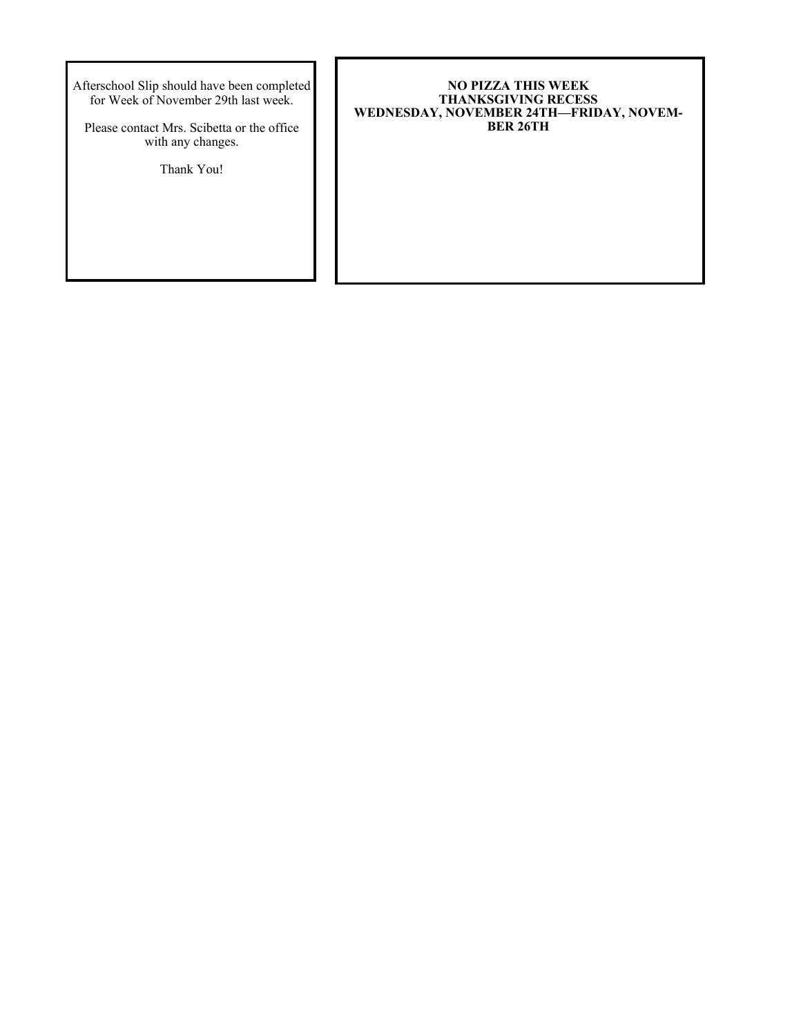Afterschool Slip should have been completed for Week of November 29th last week.

Please contact Mrs. Scibetta or the office with any changes.

Thank You!

**NO PIZZA THIS WEEK**
**THANKSGIVING RECESS**
**WEDNESDAY, NOVEMBER 24TH—FRIDAY, NOVEMBER 26TH**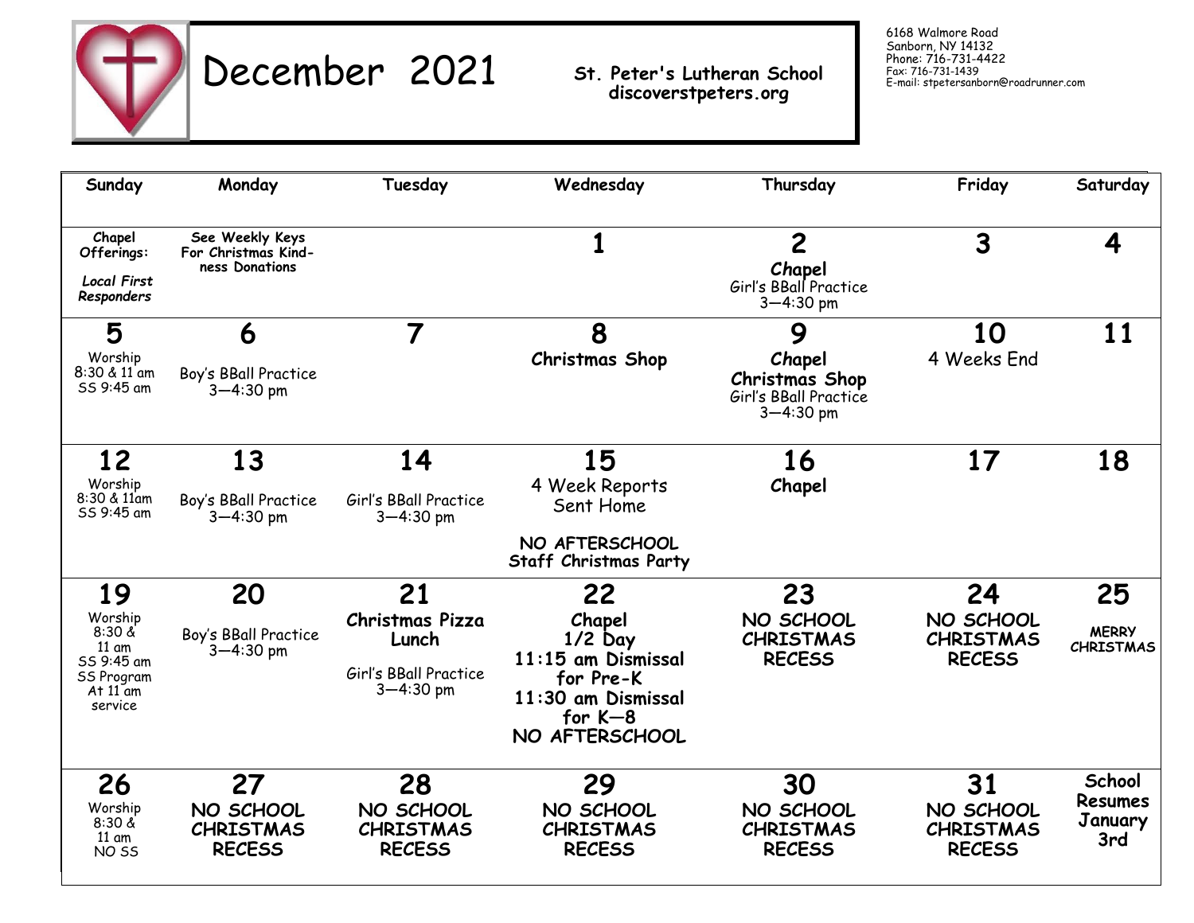# December 2021

**St. Peter's Lutheran School**
**discoverstpeters.org**

6168 Walmore Road
Sanborn, NY 14132
Phone: 716-731-4422
Fax: 716-731-1439
E-mail: stpetersanborn@roadrunner.com

| Sunday | Monday | Tuesday | Wednesday | Thursday | Friday | Saturday |
|---|---|---|---|---|---|---|
| **Chapel Offerings:** *Local First Responders* | **See Weekly Keys For Christmas Kindness Donations** | | **1** | **2** **Chapel** Girl's BBall Practice 3—4:30 pm | **3** | **4** |
| **5** Worship 8:30 & 11 am SS 9:45 am | **6** Boy's BBall Practice 3—4:30 pm | **7** | **8** **Christmas Shop** | **9** **Chapel** **Christmas Shop** Girl's BBall Practice 3—4:30 pm | **10** 4 Weeks End | **11** |
| **12** Worship 8:30 & 11am SS 9:45 am | **13** Boy's BBall Practice 3—4:30 pm | **14** Girl's BBall Practice 3—4:30 pm | **15** 4 Week Reports Sent Home **NO AFTERSCHOOL** **Staff Christmas Party** | **16** **Chapel** | **17** | **18** |
| **19** Worship 8:30 & 11 am SS 9:45 am SS Program At 11 am service | **20** Boy's BBall Practice 3—4:30 pm | **21** **Christmas Pizza Lunch** Girl's BBall Practice 3—4:30 pm | **22** **Chapel** **1/2 Day** **11:15 am Dismissal for Pre-K** **11:30 am Dismissal for K—8** **NO AFTERSCHOOL** | **23** **NO SCHOOL CHRISTMAS RECESS** | **24** **NO SCHOOL CHRISTMAS RECESS** | **25** **MERRY CHRISTMAS** |
| **26** Worship 8:30 & 11 am NO SS | **27** **NO SCHOOL CHRISTMAS RECESS** | **28** **NO SCHOOL CHRISTMAS RECESS** | **29** **NO SCHOOL CHRISTMAS RECESS** | **30** **NO SCHOOL CHRISTMAS RECESS** | **31** **NO SCHOOL CHRISTMAS RECESS** | **School Resumes January 3rd** |